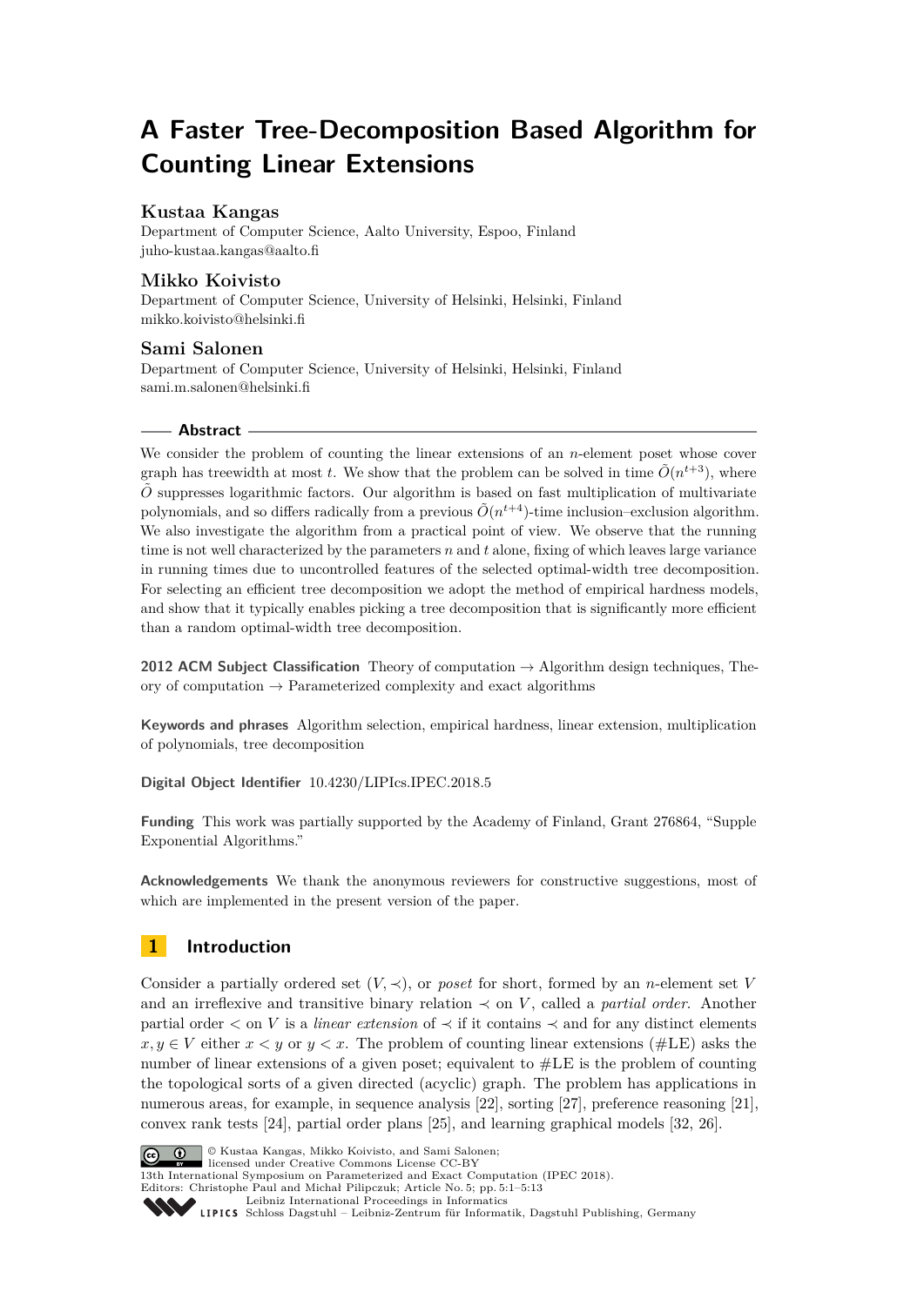# A Faster Tree-Decomposition Based Algorithm for Counting Linear Extensions

**Kustaa Kangas**
Department of Computer Science, Aalto University, Espoo, Finland
juho-kustaa.kangas@aalto.fi

**Mikko Koivisto**
Department of Computer Science, University of Helsinki, Helsinki, Finland
mikko.koivisto@helsinki.fi

**Sami Salonen**
Department of Computer Science, University of Helsinki, Helsinki, Finland
sami.m.salonen@helsinki.fi

## Abstract

We consider the problem of counting the linear extensions of an $n$-element poset whose cover graph has treewidth at most $t$. We show that the problem can be solved in time $\tilde{O}(n^{t+3})$, where $\tilde{O}$ suppresses logarithmic factors. Our algorithm is based on fast multiplication of multivariate polynomials, and so differs radically from a previous $\tilde{O}(n^{t+4})$-time inclusion–exclusion algorithm. We also investigate the algorithm from a practical point of view. We observe that the running time is not well characterized by the parameters $n$ and $t$ alone, fixing of which leaves large variance in running times due to uncontrolled features of the selected optimal-width tree decomposition. For selecting an efficient tree decomposition we adopt the method of empirical hardness models, and show that it typically enables picking a tree decomposition that is significantly more efficient than a random optimal-width tree decomposition.

**2012 ACM Subject Classification** Theory of computation → Algorithm design techniques, Theory of computation → Parameterized complexity and exact algorithms

**Keywords and phrases** Algorithm selection, empirical hardness, linear extension, multiplication of polynomials, tree decomposition

**Digital Object Identifier** 10.4230/LIPIcs.IPEC.2018.5

**Funding** This work was partially supported by the Academy of Finland, Grant 276864, "Supple Exponential Algorithms."

**Acknowledgements** We thank the anonymous reviewers for constructive suggestions, most of which are implemented in the present version of the paper.

## 1 Introduction

Consider a partially ordered set $(V, \prec)$, or *poset* for short, formed by an $n$-element set $V$ and an irreflexive and transitive binary relation $\prec$ on $V$, called a *partial order*. Another partial order $<$ on $V$ is a *linear extension* of $\prec$ if it contains $\prec$ and for any distinct elements $x, y \in V$ either $x < y$ or $y < x$. The problem of counting linear extensions (#LE) asks the number of linear extensions of a given poset; equivalent to #LE is the problem of counting the topological sorts of a given directed (acyclic) graph. The problem has applications in numerous areas, for example, in sequence analysis [22], sorting [27], preference reasoning [21], convex rank tests [24], partial order plans [25], and learning graphical models [32, 26].

© Kustaa Kangas, Mikko Koivisto, and Sami Salonen; licensed under Creative Commons License CC-BY
13th International Symposium on Parameterized and Exact Computation (IPEC 2018).
Editors: Christophe Paul and Michał Pilipczuk; Article No. 5; pp. 5:1–5:13
Leibniz International Proceedings in Informatics
Schloss Dagstuhl – Leibniz-Zentrum für Informatik, Dagstuhl Publishing, Germany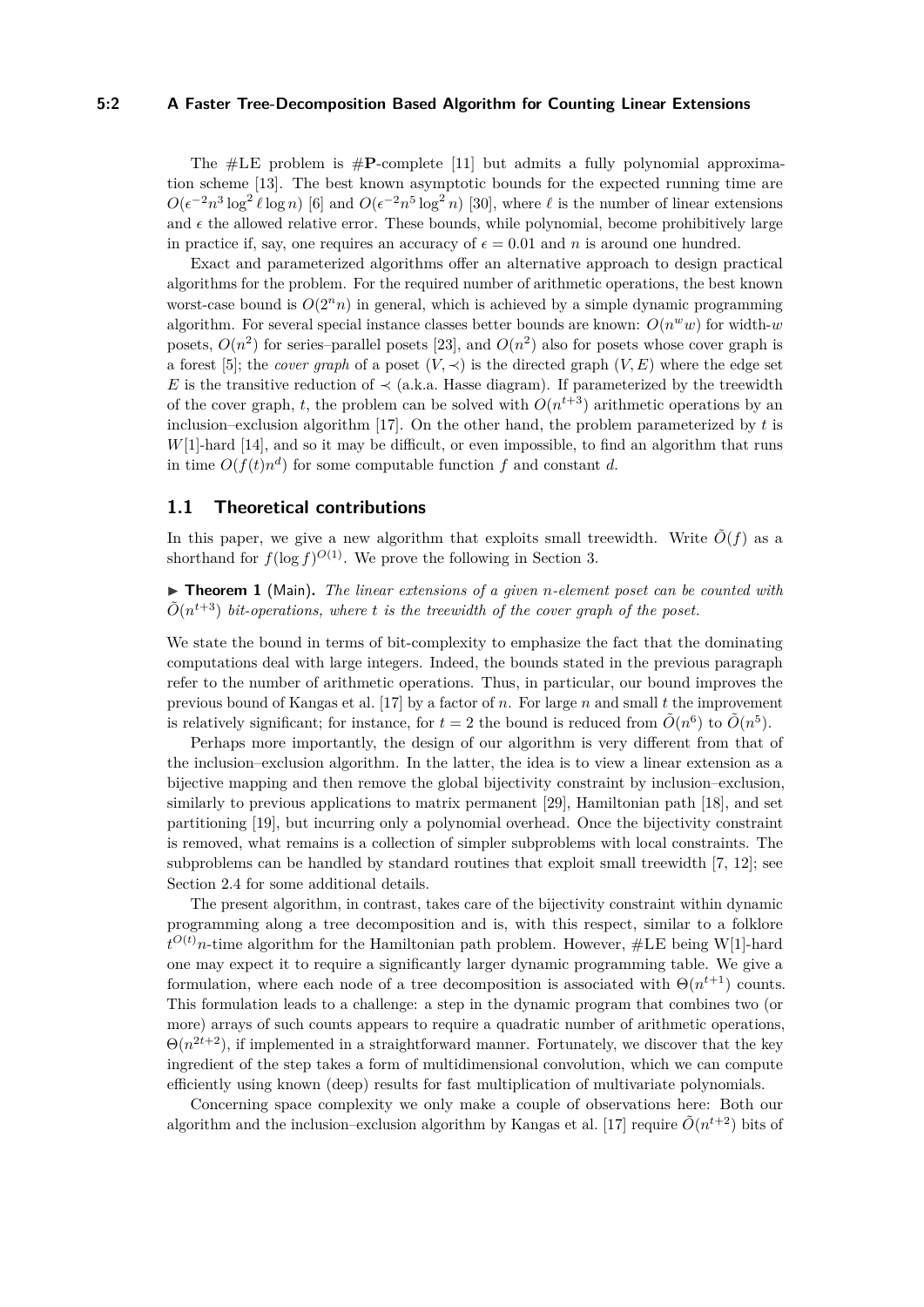The #LE problem is #**P**-complete [11] but admits a fully polynomial approximation scheme [13]. The best known asymptotic bounds for the expected running time are $O(\epsilon^{-2}n^3 \log^2 \ell \log n)$ [6] and $O(\epsilon^{-2}n^5 \log^2 n)$ [30], where $\ell$ is the number of linear extensions and $\epsilon$ the allowed relative error. These bounds, while polynomial, become prohibitively large in practice if, say, one requires an accuracy of $\epsilon = 0.01$ and $n$ is around one hundred.

Exact and parameterized algorithms offer an alternative approach to design practical algorithms for the problem. For the required number of arithmetic operations, the best known worst-case bound is $O(2^n n)$ in general, which is achieved by a simple dynamic programming algorithm. For several special instance classes better bounds are known: $O(n^w w)$ for width-$w$ posets, $O(n^2)$ for series–parallel posets [23], and $O(n^2)$ also for posets whose cover graph is a forest [5]; the *cover graph* of a poset $(V, \prec)$ is the directed graph $(V, E)$ where the edge set $E$ is the transitive reduction of $\prec$ (a.k.a. Hasse diagram). If parameterized by the treewidth of the cover graph, $t$, the problem can be solved with $O(n^{t+3})$ arithmetic operations by an inclusion–exclusion algorithm [17]. On the other hand, the problem parameterized by $t$ is $W[1]$-hard [14], and so it may be difficult, or even impossible, to find an algorithm that runs in time $O(f(t)n^d)$ for some computable function $f$ and constant $d$.

## 1.1 Theoretical contributions

In this paper, we give a new algorithm that exploits small treewidth. Write $\tilde{O}(f)$ as a shorthand for $f(\log f)^{O(1)}$. We prove the following in Section 3.

▶ **Theorem 1** (Main). *The linear extensions of a given $n$-element poset can be counted with $\tilde{O}(n^{t+3})$ bit-operations, where $t$ is the treewidth of the cover graph of the poset.*

We state the bound in terms of bit-complexity to emphasize the fact that the dominating computations deal with large integers. Indeed, the bounds stated in the previous paragraph refer to the number of arithmetic operations. Thus, in particular, our bound improves the previous bound of Kangas et al. [17] by a factor of $n$. For large $n$ and small $t$ the improvement is relatively significant; for instance, for $t = 2$ the bound is reduced from $\tilde{O}(n^6)$ to $\tilde{O}(n^5)$.

Perhaps more importantly, the design of our algorithm is very different from that of the inclusion–exclusion algorithm. In the latter, the idea is to view a linear extension as a bijective mapping and then remove the global bijectivity constraint by inclusion–exclusion, similarly to previous applications to matrix permanent [29], Hamiltonian path [18], and set partitioning [19], but incurring only a polynomial overhead. Once the bijectivity constraint is removed, what remains is a collection of simpler subproblems with local constraints. The subproblems can be handled by standard routines that exploit small treewidth [7, 12]; see Section 2.4 for some additional details.

The present algorithm, in contrast, takes care of the bijectivity constraint within dynamic programming along a tree decomposition and is, with this respect, similar to a folklore $t^{O(t)}n$-time algorithm for the Hamiltonian path problem. However, #LE being W[1]-hard one may expect it to require a significantly larger dynamic programming table. We give a formulation, where each node of a tree decomposition is associated with $\Theta(n^{t+1})$ counts. This formulation leads to a challenge: a step in the dynamic program that combines two (or more) arrays of such counts appears to require a quadratic number of arithmetic operations, $\Theta(n^{2t+2})$, if implemented in a straightforward manner. Fortunately, we discover that the key ingredient of the step takes a form of multidimensional convolution, which we can compute efficiently using known (deep) results for fast multiplication of multivariate polynomials.

Concerning space complexity we only make a couple of observations here: Both our algorithm and the inclusion–exclusion algorithm by Kangas et al. [17] require $\tilde{O}(n^{t+2})$ bits of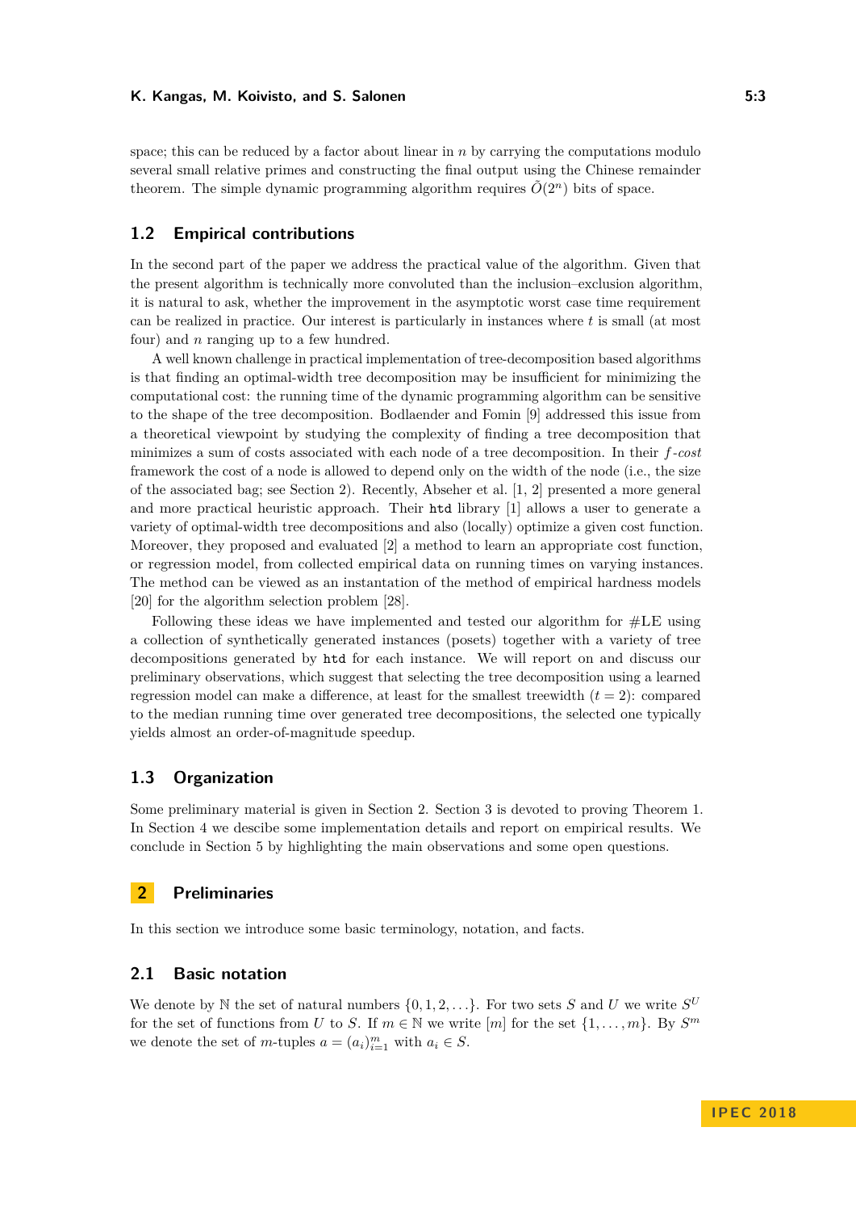space; this can be reduced by a factor about linear in $n$ by carrying the computations modulo several small relative primes and constructing the final output using the Chinese remainder theorem. The simple dynamic programming algorithm requires $\tilde{O}(2^n)$ bits of space.

## 1.2 Empirical contributions

In the second part of the paper we address the practical value of the algorithm. Given that the present algorithm is technically more convoluted than the inclusion–exclusion algorithm, it is natural to ask, whether the improvement in the asymptotic worst case time requirement can be realized in practice. Our interest is particularly in instances where $t$ is small (at most four) and $n$ ranging up to a few hundred.

A well known challenge in practical implementation of tree-decomposition based algorithms is that finding an optimal-width tree decomposition may be insufficient for minimizing the computational cost: the running time of the dynamic programming algorithm can be sensitive to the shape of the tree decomposition. Bodlaender and Fomin [9] addressed this issue from a theoretical viewpoint by studying the complexity of finding a tree decomposition that minimizes a sum of costs associated with each node of a tree decomposition. In their *f-cost* framework the cost of a node is allowed to depend only on the width of the node (i.e., the size of the associated bag; see Section 2). Recently, Abseher et al. [1, 2] presented a more general and more practical heuristic approach. Their `htd` library [1] allows a user to generate a variety of optimal-width tree decompositions and also (locally) optimize a given cost function. Moreover, they proposed and evaluated [2] a method to learn an appropriate cost function, or regression model, from collected empirical data on running times on varying instances. The method can be viewed as an instantiation of the method of empirical hardness models [20] for the algorithm selection problem [28].

Following these ideas we have implemented and tested our algorithm for #LE using a collection of synthetically generated instances (posets) together with a variety of tree decompositions generated by `htd` for each instance. We will report on and discuss our preliminary observations, which suggest that selecting the tree decomposition using a learned regression model can make a difference, at least for the smallest treewidth ($t = 2$): compared to the median running time over generated tree decompositions, the selected one typically yields almost an order-of-magnitude speedup.

## 1.3 Organization

Some preliminary material is given in Section 2. Section 3 is devoted to proving Theorem 1. In Section 4 we descibe some implementation details and report on empirical results. We conclude in Section 5 by highlighting the main observations and some open questions.

# 2 Preliminaries

In this section we introduce some basic terminology, notation, and facts.

## 2.1 Basic notation

We denote by $\mathbb{N}$ the set of natural numbers $\{0, 1, 2, \ldots\}$. For two sets $S$ and $U$ we write $S^U$ for the set of functions from $U$ to $S$. If $m \in \mathbb{N}$ we write $[m]$ for the set $\{1, \ldots, m\}$. By $S^m$ we denote the set of $m$-tuples $a = (a_i)_{i=1}^m$ with $a_i \in S$.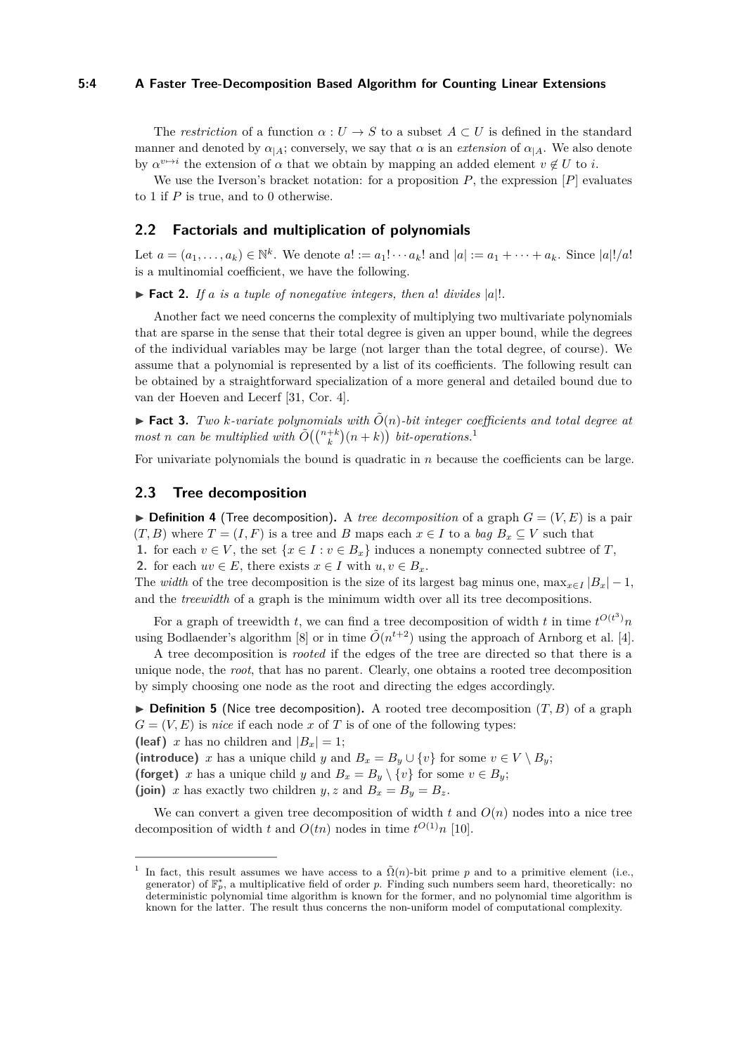The *restriction* of a function $\alpha : U \to S$ to a subset $A \subset U$ is defined in the standard manner and denoted by $\alpha_{|A}$; conversely, we say that $\alpha$ is an *extension* of $\alpha_{|A}$. We also denote by $\alpha^{v \mapsto i}$ the extension of $\alpha$ that we obtain by mapping an added element $v \notin U$ to $i$.

We use the Iverson's bracket notation: for a proposition $P$, the expression $[P]$ evaluates to 1 if $P$ is true, and to 0 otherwise.

## 2.2 Factorials and multiplication of polynomials

Let $a = (a_1, \ldots, a_k) \in \mathbb{N}^k$. We denote $a! := a_1! \cdots a_k!$ and $|a| := a_1 + \cdots + a_k$. Since $|a|!/a!$ is a multinomial coefficient, we have the following.

▶ **Fact 2.** *If $a$ is a tuple of nonnegative integers, then $a!$ divides $|a|!$.*

Another fact we need concerns the complexity of multiplying two multivariate polynomials that are sparse in the sense that their total degree is given an upper bound, while the degrees of the individual variables may be large (not larger than the total degree, of course). We assume that a polynomial is represented by a list of its coefficients. The following result can be obtained by a straightforward specialization of a more general and detailed bound due to van der Hoeven and Lecerf [31, Cor. 4].

▶ **Fact 3.** *Two $k$-variate polynomials with $\tilde{O}(n)$-bit integer coefficients and total degree at most $n$ can be multiplied with $\tilde{O}\big(\binom{n+k}{k}(n+k)\big)$ bit-operations.*[1]

For univariate polynomials the bound is quadratic in $n$ because the coefficients can be large.

## 2.3 Tree decomposition

▶ **Definition 4** (Tree decomposition)**.** A *tree decomposition* of a graph $G = (V, E)$ is a pair $(T, B)$ where $T = (I, F)$ is a tree and $B$ maps each $x \in I$ to a *bag* $B_x \subseteq V$ such that

1. for each $v \in V$, the set $\{x \in I : v \in B_x\}$ induces a nonempty connected subtree of $T$,
2. for each $uv \in E$, there exists $x \in I$ with $u, v \in B_x$.

The *width* of the tree decomposition is the size of its largest bag minus one, $\max_{x \in I} |B_x| - 1$, and the *treewidth* of a graph is the minimum width over all its tree decompositions.

For a graph of treewidth $t$, we can find a tree decomposition of width $t$ in time $t^{O(t^3)}n$ using Bodlaender's algorithm [8] or in time $\tilde{O}(n^{t+2})$ using the approach of Arnborg et al. [4].

A tree decomposition is *rooted* if the edges of the tree are directed so that there is a unique node, the *root*, that has no parent. Clearly, one obtains a rooted tree decomposition by simply choosing one node as the root and directing the edges accordingly.

▶ **Definition 5** (Nice tree decomposition)**.** A rooted tree decomposition $(T, B)$ of a graph $G = (V, E)$ is *nice* if each node $x$ of $T$ is of one of the following types:

**(leaf)** $x$ has no children and $|B_x| = 1$;
**(introduce)** $x$ has a unique child $y$ and $B_x = B_y \cup \{v\}$ for some $v \in V \setminus B_y$;
**(forget)** $x$ has a unique child $y$ and $B_x = B_y \setminus \{v\}$ for some $v \in B_y$;
**(join)** $x$ has exactly two children $y, z$ and $B_x = B_y = B_z$.

We can convert a given tree decomposition of width $t$ and $O(n)$ nodes into a nice tree decomposition of width $t$ and $O(tn)$ nodes in time $t^{O(1)}n$ [10].

[1] In fact, this result assumes we have access to a $\tilde{\Omega}(n)$-bit prime $p$ and to a primitive element (i.e., generator) of $\mathbb{F}_p^*$, a multiplicative field of order $p$. Finding such numbers seem hard, theoretically: no deterministic polynomial time algorithm is known for the former, and no polynomial time algorithm is known for the latter. The result thus concerns the non-uniform model of computational complexity.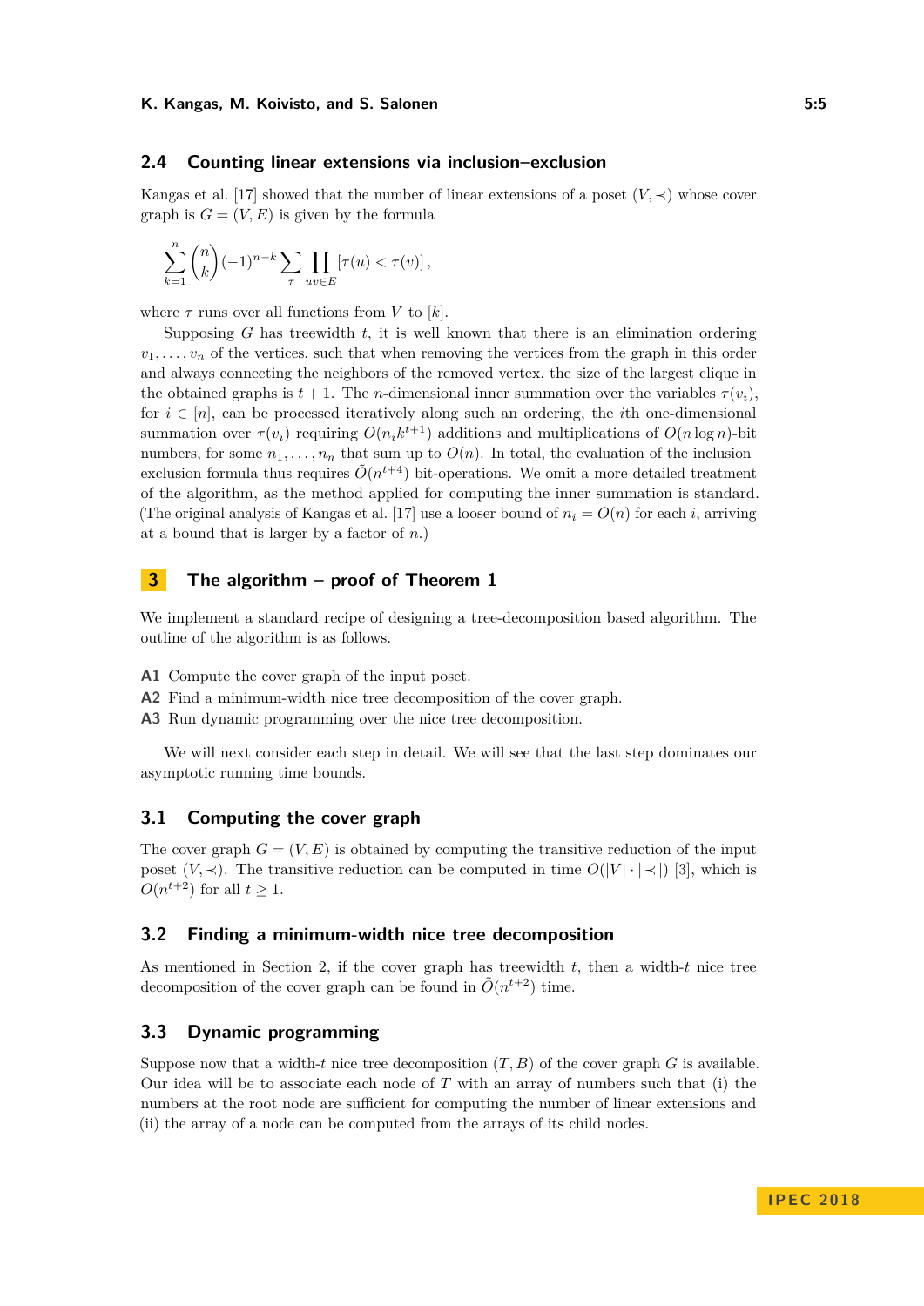## 2.4 Counting linear extensions via inclusion–exclusion

Kangas et al. [17] showed that the number of linear extensions of a poset $(V, \prec)$ whose cover graph is $G = (V, E)$ is given by the formula

$$\sum_{k=1}^{n} \binom{n}{k} (-1)^{n-k} \sum_{\tau} \prod_{uv \in E} [\tau(u) < \tau(v)] \,,$$

where $\tau$ runs over all functions from $V$ to $[k]$.

Supposing $G$ has treewidth $t$, it is well known that there is an elimination ordering $v_1, \ldots, v_n$ of the vertices, such that when removing the vertices from the graph in this order and always connecting the neighbors of the removed vertex, the size of the largest clique in the obtained graphs is $t+1$. The $n$-dimensional inner summation over the variables $\tau(v_i)$, for $i \in [n]$, can be processed iteratively along such an ordering, the $i$th one-dimensional summation over $\tau(v_i)$ requiring $O(n_i k^{t+1})$ additions and multiplications of $O(n \log n)$-bit numbers, for some $n_1, \ldots, n_n$ that sum up to $O(n)$. In total, the evaluation of the inclusion–exclusion formula thus requires $\tilde{O}(n^{t+4})$ bit-operations. We omit a more detailed treatment of the algorithm, as the method applied for computing the inner summation is standard. (The original analysis of Kangas et al. [17] use a looser bound of $n_i = O(n)$ for each $i$, arriving at a bound that is larger by a factor of $n$.)

# 3 The algorithm – proof of Theorem 1

We implement a standard recipe of designing a tree-decomposition based algorithm. The outline of the algorithm is as follows.

**A1** Compute the cover graph of the input poset.
**A2** Find a minimum-width nice tree decomposition of the cover graph.
**A3** Run dynamic programming over the nice tree decomposition.

We will next consider each step in detail. We will see that the last step dominates our asymptotic running time bounds.

## 3.1 Computing the cover graph

The cover graph $G = (V, E)$ is obtained by computing the transitive reduction of the input poset $(V, \prec)$. The transitive reduction can be computed in time $O(|V| \cdot |\prec|)$ [3], which is $O(n^{t+2})$ for all $t \geq 1$.

## 3.2 Finding a minimum-width nice tree decomposition

As mentioned in Section 2, if the cover graph has treewidth $t$, then a width-$t$ nice tree decomposition of the cover graph can be found in $\tilde{O}(n^{t+2})$ time.

## 3.3 Dynamic programming

Suppose now that a width-$t$ nice tree decomposition $(T, B)$ of the cover graph $G$ is available. Our idea will be to associate each node of $T$ with an array of numbers such that (i) the numbers at the root node are sufficient for computing the number of linear extensions and (ii) the array of a node can be computed from the arrays of its child nodes.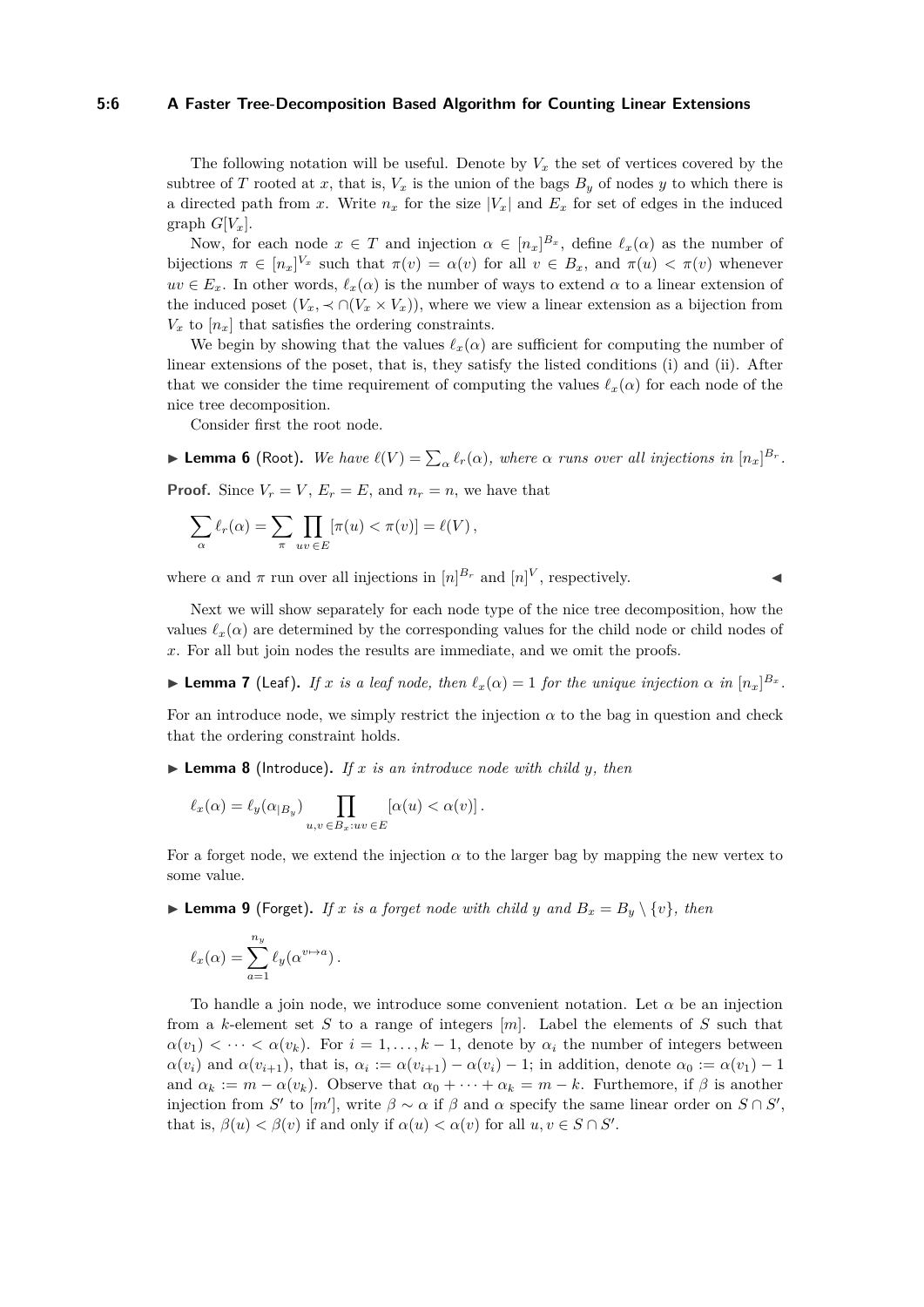The following notation will be useful. Denote by $V_x$ the set of vertices covered by the subtree of $T$ rooted at $x$, that is, $V_x$ is the union of the bags $B_y$ of nodes $y$ to which there is a directed path from $x$. Write $n_x$ for the size $|V_x|$ and $E_x$ for set of edges in the induced graph $G[V_x]$.

Now, for each node $x \in T$ and injection $\alpha \in [n_x]^{B_x}$, define $\ell_x(\alpha)$ as the number of bijections $\pi \in [n_x]^{V_x}$ such that $\pi(v) = \alpha(v)$ for all $v \in B_x$, and $\pi(u) < \pi(v)$ whenever $uv \in E_x$. In other words, $\ell_x(\alpha)$ is the number of ways to extend $\alpha$ to a linear extension of the induced poset $(V_x, \prec \cap (V_x \times V_x))$, where we view a linear extension as a bijection from $V_x$ to $[n_x]$ that satisfies the ordering constraints.

We begin by showing that the values $\ell_x(\alpha)$ are sufficient for computing the number of linear extensions of the poset, that is, they satisfy the listed conditions (i) and (ii). After that we consider the time requirement of computing the values $\ell_x(\alpha)$ for each node of the nice tree decomposition.

Consider first the root node.

▶ **Lemma 6** (Root)**.** *We have $\ell(V) = \sum_\alpha \ell_r(\alpha)$, where $\alpha$ runs over all injections in $[n_x]^{B_r}$.*

**Proof.** Since $V_r = V$, $E_r = E$, and $n_r = n$, we have that

$$\sum_\alpha \ell_r(\alpha) = \sum_\pi \prod_{uv \in E} [\pi(u) < \pi(v)] = \ell(V)\,,$$

where $\alpha$ and $\pi$ run over all injections in $[n]^{B_r}$ and $[n]^V$, respectively. ◀

Next we will show separately for each node type of the nice tree decomposition, how the values $\ell_x(\alpha)$ are determined by the corresponding values for the child node or child nodes of $x$. For all but join nodes the results are immediate, and we omit the proofs.

▶ **Lemma 7** (Leaf)**.** *If $x$ is a leaf node, then $\ell_x(\alpha) = 1$ for the unique injection $\alpha$ in $[n_x]^{B_x}$.*

For an introduce node, we simply restrict the injection $\alpha$ to the bag in question and check that the ordering constraint holds.

▶ **Lemma 8** (Introduce)**.** *If $x$ is an introduce node with child $y$, then*

$$\ell_x(\alpha) = \ell_y(\alpha_{|B_y}) \prod_{u,v \in B_x : uv \in E} [\alpha(u) < \alpha(v)]\,.$$

For a forget node, we extend the injection $\alpha$ to the larger bag by mapping the new vertex to some value.

▶ **Lemma 9** (Forget)**.** *If $x$ is a forget node with child $y$ and $B_x = B_y \setminus \{v\}$, then*

$$\ell_x(\alpha) = \sum_{a=1}^{n_y} \ell_y(\alpha^{v \mapsto a})\,.$$

To handle a join node, we introduce some convenient notation. Let $\alpha$ be an injection from a $k$-element set $S$ to a range of integers $[m]$. Label the elements of $S$ such that $\alpha(v_1) < \cdots < \alpha(v_k)$. For $i = 1, \ldots, k-1$, denote by $\alpha_i$ the number of integers between $\alpha(v_i)$ and $\alpha(v_{i+1})$, that is, $\alpha_i := \alpha(v_{i+1}) - \alpha(v_i) - 1$; in addition, denote $\alpha_0 := \alpha(v_1) - 1$ and $\alpha_k := m - \alpha(v_k)$. Observe that $\alpha_0 + \cdots + \alpha_k = m - k$. Furthemore, if $\beta$ is another injection from $S'$ to $[m']$, write $\beta \sim \alpha$ if $\beta$ and $\alpha$ specify the same linear order on $S \cap S'$, that is, $\beta(u) < \beta(v)$ if and only if $\alpha(u) < \alpha(v)$ for all $u, v \in S \cap S'$.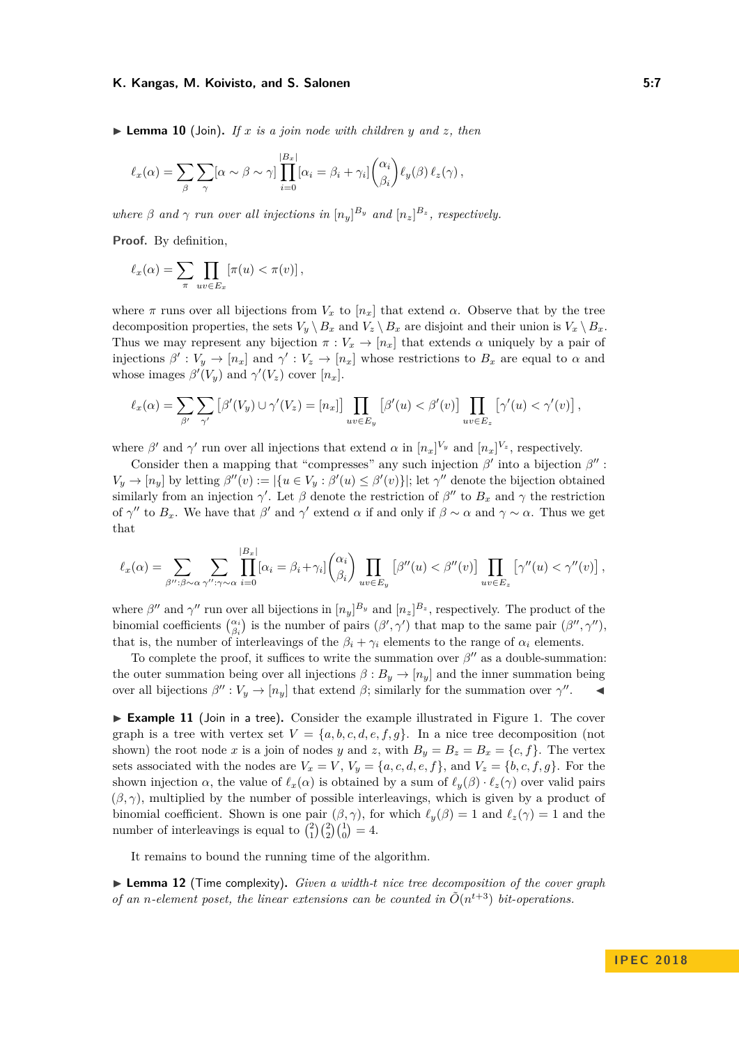▶ **Lemma 10** (Join). *If $x$ is a join node with children $y$ and $z$, then*

$$\ell_x(\alpha) = \sum_{\beta} \sum_{\gamma} [\alpha \sim \beta \sim \gamma] \prod_{i=0}^{|B_x|} [\alpha_i = \beta_i + \gamma_i] \binom{\alpha_i}{\beta_i} \ell_y(\beta)\, \ell_z(\gamma)\,,$$

*where $\beta$ and $\gamma$ run over all injections in $[n_y]^{B_y}$ and $[n_z]^{B_z}$, respectively.*

**Proof.** By definition,

$$\ell_x(\alpha) = \sum_{\pi} \prod_{uv \in E_x} [\pi(u) < \pi(v)]\,,$$

where $\pi$ runs over all bijections from $V_x$ to $[n_x]$ that extend $\alpha$. Observe that by the tree decomposition properties, the sets $V_y \setminus B_x$ and $V_z \setminus B_x$ are disjoint and their union is $V_x \setminus B_x$. Thus we may represent any bijection $\pi : V_x \to [n_x]$ that extends $\alpha$ uniquely by a pair of injections $\beta' : V_y \to [n_x]$ and $\gamma' : V_z \to [n_x]$ whose restrictions to $B_x$ are equal to $\alpha$ and whose images $\beta'(V_y)$ and $\gamma'(V_z)$ cover $[n_x]$.

$$\ell_x(\alpha) = \sum_{\beta'} \sum_{\gamma'} \left[\beta'(V_y) \cup \gamma'(V_z) = [n_x]\right] \prod_{uv \in E_y} \left[\beta'(u) < \beta'(v)\right] \prod_{uv \in E_z} \left[\gamma'(u) < \gamma'(v)\right],$$

where $\beta'$ and $\gamma'$ run over all injections that extend $\alpha$ in $[n_x]^{V_y}$ and $[n_x]^{V_z}$, respectively.

Consider then a mapping that "compresses" any such injection $\beta'$ into a bijection $\beta'' : V_y \to [n_y]$ by letting $\beta''(v) := |\{u \in V_y : \beta'(u) \leq \beta'(v)\}|$; let $\gamma''$ denote the bijection obtained similarly from an injection $\gamma'$. Let $\beta$ denote the restriction of $\beta''$ to $B_x$ and $\gamma$ the restriction of $\gamma''$ to $B_x$. We have that $\beta'$ and $\gamma'$ extend $\alpha$ if and only if $\beta \sim \alpha$ and $\gamma \sim \alpha$. Thus we get that

$$\ell_x(\alpha) = \sum_{\beta'' : \beta \sim \alpha} \sum_{\gamma'' : \gamma \sim \alpha} \prod_{i=0}^{|B_x|} [\alpha_i = \beta_i + \gamma_i] \binom{\alpha_i}{\beta_i} \prod_{uv \in E_y} \left[\beta''(u) < \beta''(v)\right] \prod_{uv \in E_z} \left[\gamma''(u) < \gamma''(v)\right],$$

where $\beta''$ and $\gamma''$ run over all bijections in $[n_y]^{B_y}$ and $[n_z]^{B_z}$, respectively. The product of the binomial coefficients $\binom{\alpha_i}{\beta_i}$ is the number of pairs $(\beta', \gamma')$ that map to the same pair $(\beta'', \gamma'')$, that is, the number of interleavings of the $\beta_i + \gamma_i$ elements to the range of $\alpha_i$ elements.

To complete the proof, it suffices to write the summation over $\beta''$ as a double-summation: the outer summation being over all injections $\beta : B_y \to [n_y]$ and the inner summation being over all bijections $\beta'' : V_y \to [n_y]$ that extend $\beta$; similarly for the summation over $\gamma''$. ◀

▶ **Example 11** (Join in a tree). Consider the example illustrated in Figure 1. The cover graph is a tree with vertex set $V = \{a, b, c, d, e, f, g\}$. In a nice tree decomposition (not shown) the root node $x$ is a join of nodes $y$ and $z$, with $B_y = B_z = B_x = \{c, f\}$. The vertex sets associated with the nodes are $V_x = V$, $V_y = \{a, c, d, e, f\}$, and $V_z = \{b, c, f, g\}$. For the shown injection $\alpha$, the value of $\ell_x(\alpha)$ is obtained by a sum of $\ell_y(\beta) \cdot \ell_z(\gamma)$ over valid pairs $(\beta, \gamma)$, multiplied by the number of possible interleavings, which is given by a product of binomial coefficient. Shown is one pair $(\beta, \gamma)$, for which $\ell_y(\beta) = 1$ and $\ell_z(\gamma) = 1$ and the number of interleavings is equal to $\binom{2}{1}\binom{2}{2}\binom{1}{0} = 4$.

It remains to bound the running time of the algorithm.

▶ **Lemma 12** (Time complexity). *Given a width-$t$ nice tree decomposition of the cover graph of an $n$-element poset, the linear extensions can be counted in $\tilde{O}(n^{t+3})$ bit-operations.*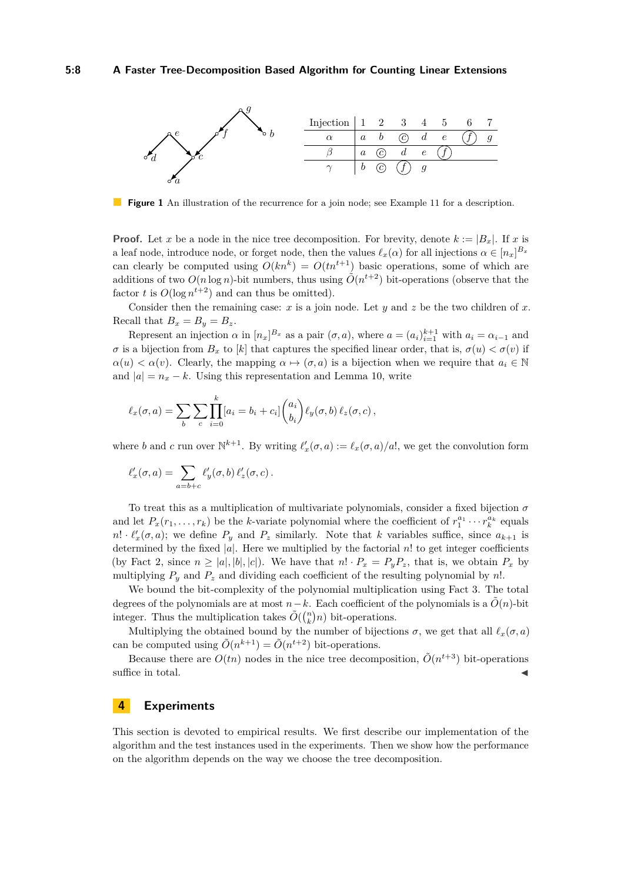| Injection | 1 | 2 | 3 | 4 | 5 | 6 | 7 |
|---|---|---|---|---|---|---|---|
| $\alpha$ | $a$ | $b$ | ⓒ | $d$ | $e$ | ⓕ | $g$ |
| $\beta$ | $a$ | ⓒ | $d$ | $e$ | ⓕ | | |
| $\gamma$ | $b$ | ⓒ | ⓕ | $g$ | | | |

**Figure 1** An illustration of the recurrence for a join node; see Example 11 for a description.

**Proof.** Let $x$ be a node in the nice tree decomposition. For brevity, denote $k := |B_x|$. If $x$ is a leaf node, introduce node, or forget node, then the values $\ell_x(\alpha)$ for all injections $\alpha \in [n_x]^{B_x}$ can clearly be computed using $O(kn^k) = O(tn^{t+1})$ basic operations, some of which are additions of two $O(n \log n)$-bit numbers, thus using $\tilde{O}(n^{t+2})$ bit-operations (observe that the factor $t$ is $O(\log n^{t+2})$ and can thus be omitted).

Consider then the remaining case: $x$ is a join node. Let $y$ and $z$ be the two children of $x$. Recall that $B_x = B_y = B_z$.

Represent an injection $\alpha$ in $[n_x]^{B_x}$ as a pair $(\sigma, a)$, where $a = (a_i)_{i=1}^{k+1}$ with $a_i = \alpha_{i-1}$ and $\sigma$ is a bijection from $B_x$ to $[k]$ that captures the specified linear order, that is, $\sigma(u) < \sigma(v)$ if $\alpha(u) < \alpha(v)$. Clearly, the mapping $\alpha \mapsto (\sigma, a)$ is a bijection when we require that $a_i \in \mathbb{N}$ and $|a| = n_x - k$. Using this representation and Lemma 10, write

$$\ell_x(\sigma, a) = \sum_b \sum_c \prod_{i=0}^{k} [a_i = b_i + c_i] \binom{a_i}{b_i} \ell_y(\sigma, b)\, \ell_z(\sigma, c)\,,$$

where $b$ and $c$ run over $\mathbb{N}^{k+1}$. By writing $\ell'_x(\sigma, a) := \ell_x(\sigma, a)/a!$, we get the convolution form

$$\ell'_x(\sigma, a) = \sum_{a=b+c} \ell'_y(\sigma, b)\, \ell'_z(\sigma, c)\,.$$

To treat this as a multiplication of multivariate polynomials, consider a fixed bijection $\sigma$ and let $P_x(r_1, \ldots, r_k)$ be the $k$-variate polynomial where the coefficient of $r_1^{a_1} \cdots r_k^{a_k}$ equals $n! \cdot \ell'_x(\sigma, a)$; we define $P_y$ and $P_z$ similarly. Note that $k$ variables suffice, since $a_{k+1}$ is determined by the fixed $|a|$. Here we multiplied by the factorial $n!$ to get integer coefficients (by Fact 2, since $n \geq |a|, |b|, |c|$). We have that $n! \cdot P_x = P_y P_z$, that is, we obtain $P_x$ by multiplying $P_y$ and $P_z$ and dividing each coefficient of the resulting polynomial by $n!$.

We bound the bit-complexity of the polynomial multiplication using Fact 3. The total degrees of the polynomials are at most $n - k$. Each coefficient of the polynomials is a $\tilde{O}(n)$-bit integer. Thus the multiplication takes $\tilde{O}(\binom{n}{k} n)$ bit-operations.

Multiplying the obtained bound by the number of bijections $\sigma$, we get that all $\ell_x(\sigma, a)$ can be computed using $\tilde{O}(n^{k+1}) = \tilde{O}(n^{t+2})$ bit-operations.

Because there are $O(tn)$ nodes in the nice tree decomposition, $\tilde{O}(n^{t+3})$ bit-operations suffice in total. ◀

# 4 Experiments

This section is devoted to empirical results. We first describe our implementation of the algorithm and the test instances used in the experiments. Then we show how the performance on the algorithm depends on the way we choose the tree decomposition.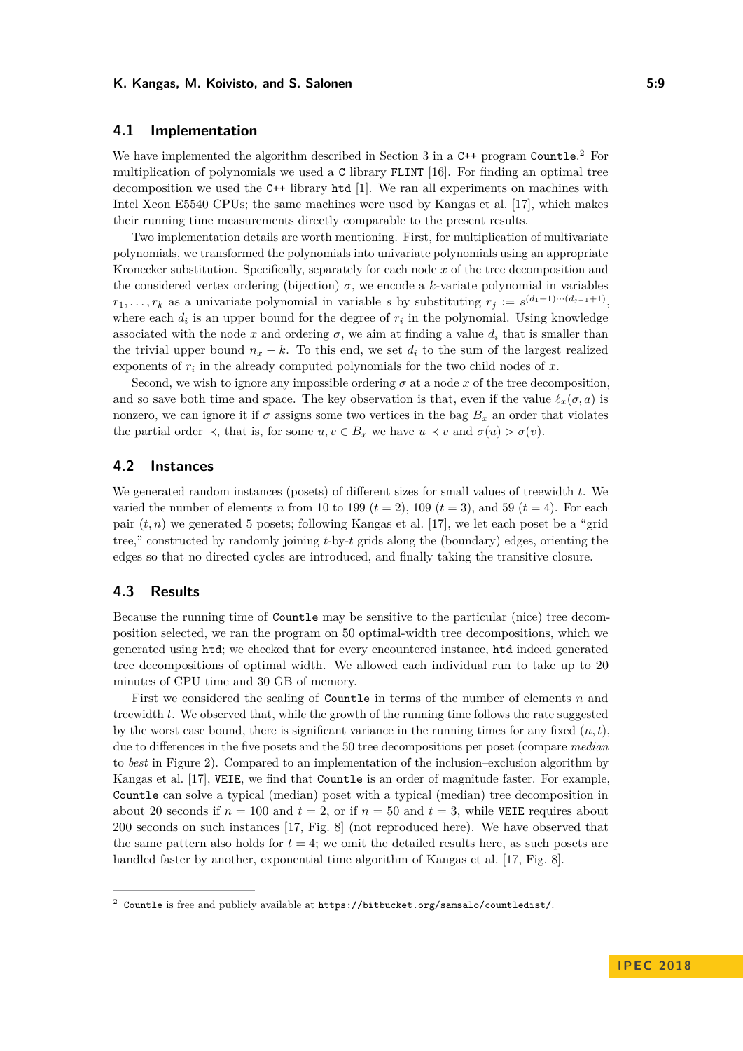### 4.1 Implementation

We have implemented the algorithm described in Section 3 in a C++ program Countle.[2] For multiplication of polynomials we used a C library FLINT [16]. For finding an optimal tree decomposition we used the C++ library htd [1]. We ran all experiments on machines with Intel Xeon E5540 CPUs; the same machines were used by Kangas et al. [17], which makes their running time measurements directly comparable to the present results.

Two implementation details are worth mentioning. First, for multiplication of multivariate polynomials, we transformed the polynomials into univariate polynomials using an appropriate Kronecker substitution. Specifically, separately for each node $x$ of the tree decomposition and the considered vertex ordering (bijection) $\sigma$, we encode a $k$-variate polynomial in variables $r_1, \ldots, r_k$ as a univariate polynomial in variable $s$ by substituting $r_j := s^{(d_1+1)\cdots(d_{j-1}+1)}$, where each $d_i$ is an upper bound for the degree of $r_i$ in the polynomial. Using knowledge associated with the node $x$ and ordering $\sigma$, we aim at finding a value $d_i$ that is smaller than the trivial upper bound $n_x - k$. To this end, we set $d_i$ to the sum of the largest realized exponents of $r_i$ in the already computed polynomials for the two child nodes of $x$.

Second, we wish to ignore any impossible ordering $\sigma$ at a node $x$ of the tree decomposition, and so save both time and space. The key observation is that, even if the value $\ell_x(\sigma, a)$ is nonzero, we can ignore it if $\sigma$ assigns some two vertices in the bag $B_x$ an order that violates the partial order $\prec$, that is, for some $u, v \in B_x$ we have $u \prec v$ and $\sigma(u) > \sigma(v)$.

### 4.2 Instances

We generated random instances (posets) of different sizes for small values of treewidth $t$. We varied the number of elements $n$ from 10 to 199 ($t = 2$), 109 ($t = 3$), and 59 ($t = 4$). For each pair $(t, n)$ we generated 5 posets; following Kangas et al. [17], we let each poset be a "grid tree," constructed by randomly joining $t$-by-$t$ grids along the (boundary) edges, orienting the edges so that no directed cycles are introduced, and finally taking the transitive closure.

### 4.3 Results

Because the running time of Countle may be sensitive to the particular (nice) tree decomposition selected, we ran the program on 50 optimal-width tree decompositions, which we generated using htd; we checked that for every encountered instance, htd indeed generated tree decompositions of optimal width. We allowed each individual run to take up to 20 minutes of CPU time and 30 GB of memory.

First we considered the scaling of Countle in terms of the number of elements $n$ and treewidth $t$. We observed that, while the growth of the running time follows the rate suggested by the worst case bound, there is significant variance in the running times for any fixed $(n, t)$, due to differences in the five posets and the 50 tree decompositions per poset (compare *median* to *best* in Figure 2). Compared to an implementation of the inclusion–exclusion algorithm by Kangas et al. [17], VEIE, we find that Countle is an order of magnitude faster. For example, Countle can solve a typical (median) poset with a typical (median) tree decomposition in about 20 seconds if $n = 100$ and $t = 2$, or if $n = 50$ and $t = 3$, while VEIE requires about 200 seconds on such instances [17, Fig. 8] (not reproduced here). We have observed that the same pattern also holds for $t = 4$; we omit the detailed results here, as such posets are handled faster by another, exponential time algorithm of Kangas et al. [17, Fig. 8].

---

[2] Countle is free and publicly available at https://bitbucket.org/samsalo/countledist/.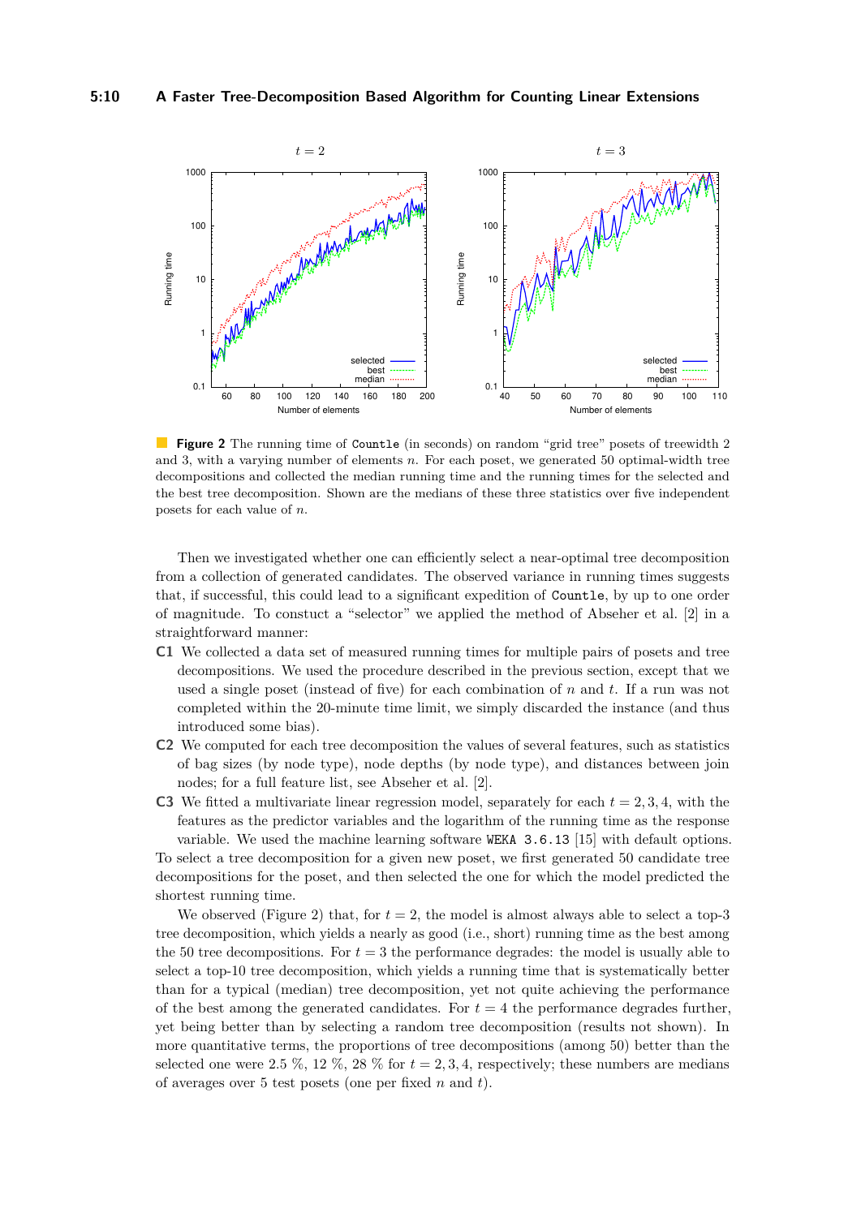**Figure 2** The running time of `Countle` (in seconds) on random "grid tree" posets of treewidth 2 and 3, with a varying number of elements $n$. For each poset, we generated 50 optimal-width tree decompositions and collected the median running time and the running times for the selected and the best tree decomposition. Shown are the medians of these three statistics over five independent posets for each value of $n$.

Then we investigated whether one can efficiently select a near-optimal tree decomposition from a collection of generated candidates. The observed variance in running times suggests that, if successful, this could lead to a significant expedition of `Countle`, by up to one order of magnitude. To constuct a "selector" we applied the method of Abseher et al. [2] in a straightforward manner:

**C1** We collected a data set of measured running times for multiple pairs of posets and tree decompositions. We used the procedure described in the previous section, except that we used a single poset (instead of five) for each combination of $n$ and $t$. If a run was not completed within the 20-minute time limit, we simply discarded the instance (and thus introduced some bias).

**C2** We computed for each tree decomposition the values of several features, such as statistics of bag sizes (by node type), node depths (by node type), and distances between join nodes; for a full feature list, see Abseher et al. [2].

**C3** We fitted a multivariate linear regression model, separately for each $t = 2, 3, 4$, with the features as the predictor variables and the logarithm of the running time as the response variable. We used the machine learning software `WEKA 3.6.13` [15] with default options.

To select a tree decomposition for a given new poset, we first generated 50 candidate tree decompositions for the poset, and then selected the one for which the model predicted the shortest running time.

We observed (Figure 2) that, for $t = 2$, the model is almost always able to select a top-3 tree decomposition, which yields a nearly as good (i.e., short) running time as the best among the 50 tree decompositions. For $t = 3$ the performance degrades: the model is usually able to select a top-10 tree decomposition, which yields a running time that is systematically better than for a typical (median) tree decomposition, yet not quite achieving the performance of the best among the generated candidates. For $t = 4$ the performance degrades further, yet being better than by selecting a random tree decomposition (results not shown). In more quantitative terms, the proportions of tree decompositions (among 50) better than the selected one were 2.5 %, 12 %, 28 % for $t = 2, 3, 4$, respectively; these numbers are medians of averages over 5 test posets (one per fixed $n$ and $t$).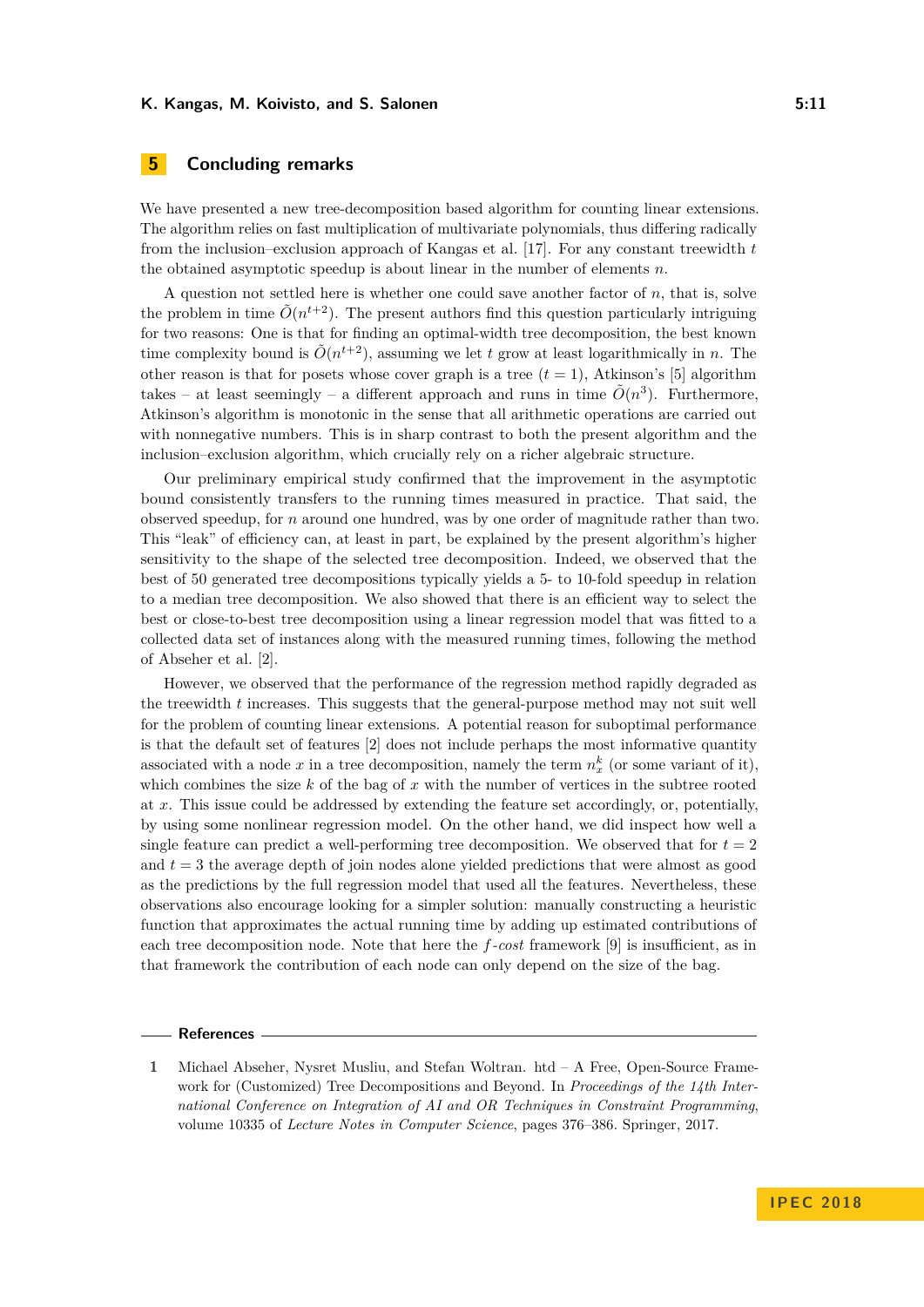## 5 Concluding remarks

We have presented a new tree-decomposition based algorithm for counting linear extensions. The algorithm relies on fast multiplication of multivariate polynomials, thus differing radically from the inclusion–exclusion approach of Kangas et al. [17]. For any constant treewidth $t$ the obtained asymptotic speedup is about linear in the number of elements $n$.

A question not settled here is whether one could save another factor of $n$, that is, solve the problem in time $\tilde{O}(n^{t+2})$. The present authors find this question particularly intriguing for two reasons: One is that for finding an optimal-width tree decomposition, the best known time complexity bound is $\tilde{O}(n^{t+2})$, assuming we let $t$ grow at least logarithmically in $n$. The other reason is that for posets whose cover graph is a tree ($t = 1$), Atkinson's [5] algorithm takes – at least seemingly – a different approach and runs in time $\tilde{O}(n^3)$. Furthermore, Atkinson's algorithm is monotonic in the sense that all arithmetic operations are carried out with nonnegative numbers. This is in sharp contrast to both the present algorithm and the inclusion–exclusion algorithm, which crucially rely on a richer algebraic structure.

Our preliminary empirical study confirmed that the improvement in the asymptotic bound consistently transfers to the running times measured in practice. That said, the observed speedup, for $n$ around one hundred, was by one order of magnitude rather than two. This "leak" of efficiency can, at least in part, be explained by the present algorithm's higher sensitivity to the shape of the selected tree decomposition. Indeed, we observed that the best of 50 generated tree decompositions typically yields a 5- to 10-fold speedup in relation to a median tree decomposition. We also showed that there is an efficient way to select the best or close-to-best tree decomposition using a linear regression model that was fitted to a collected data set of instances along with the measured running times, following the method of Abseher et al. [2].

However, we observed that the performance of the regression method rapidly degraded as the treewidth $t$ increases. This suggests that the general-purpose method may not suit well for the problem of counting linear extensions. A potential reason for suboptimal performance is that the default set of features [2] does not include perhaps the most informative quantity associated with a node $x$ in a tree decomposition, namely the term $n_x^k$ (or some variant of it), which combines the size $k$ of the bag of $x$ with the number of vertices in the subtree rooted at $x$. This issue could be addressed by extending the feature set accordingly, or, potentially, by using some nonlinear regression model. On the other hand, we did inspect how well a single feature can predict a well-performing tree decomposition. We observed that for $t = 2$ and $t = 3$ the average depth of join nodes alone yielded predictions that were almost as good as the predictions by the full regression model that used all the features. Nevertheless, these observations also encourage looking for a simpler solution: manually constructing a heuristic function that approximates the actual running time by adding up estimated contributions of each tree decomposition node. Note that here the *f-cost* framework [9] is insufficient, as in that framework the contribution of each node can only depend on the size of the bag.

## References

1. Michael Abseher, Nysret Musliu, and Stefan Woltran. htd – A Free, Open-Source Framework for (Customized) Tree Decompositions and Beyond. In *Proceedings of the 14th International Conference on Integration of AI and OR Techniques in Constraint Programming*, volume 10335 of *Lecture Notes in Computer Science*, pages 376–386. Springer, 2017.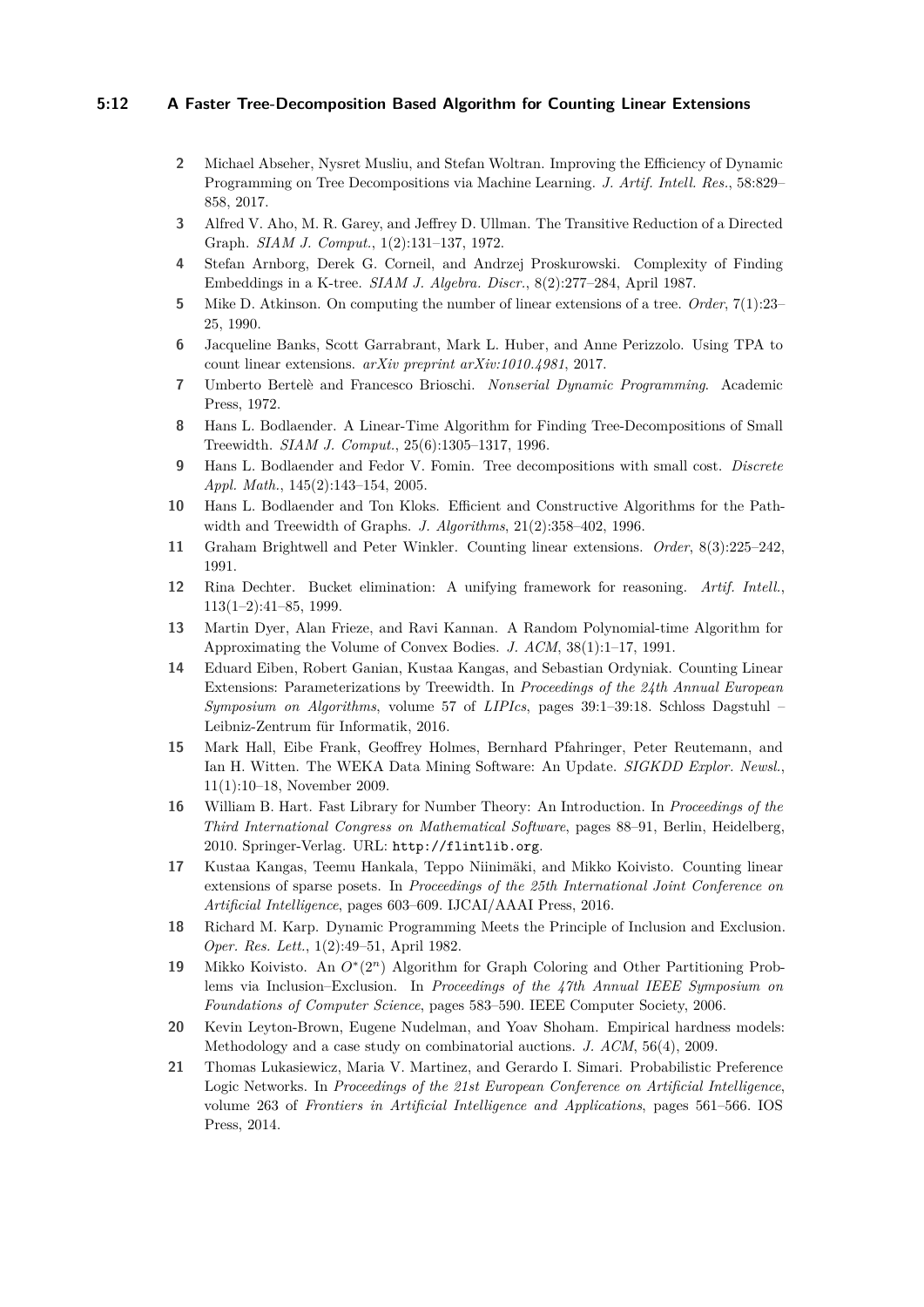2. Michael Abseher, Nysret Musliu, and Stefan Woltran. Improving the Efficiency of Dynamic Programming on Tree Decompositions via Machine Learning. *J. Artif. Intell. Res.*, 58:829–858, 2017.
3. Alfred V. Aho, M. R. Garey, and Jeffrey D. Ullman. The Transitive Reduction of a Directed Graph. *SIAM J. Comput.*, 1(2):131–137, 1972.
4. Stefan Arnborg, Derek G. Corneil, and Andrzej Proskurowski. Complexity of Finding Embeddings in a K-tree. *SIAM J. Algebra. Discr.*, 8(2):277–284, April 1987.
5. Mike D. Atkinson. On computing the number of linear extensions of a tree. *Order*, 7(1):23–25, 1990.
6. Jacqueline Banks, Scott Garrabrant, Mark L. Huber, and Anne Perizzolo. Using TPA to count linear extensions. *arXiv preprint arXiv:1010.4981*, 2017.
7. Umberto Bertelè and Francesco Brioschi. *Nonserial Dynamic Programming*. Academic Press, 1972.
8. Hans L. Bodlaender. A Linear-Time Algorithm for Finding Tree-Decompositions of Small Treewidth. *SIAM J. Comput.*, 25(6):1305–1317, 1996.
9. Hans L. Bodlaender and Fedor V. Fomin. Tree decompositions with small cost. *Discrete Appl. Math.*, 145(2):143–154, 2005.
10. Hans L. Bodlaender and Ton Kloks. Efficient and Constructive Algorithms for the Pathwidth and Treewidth of Graphs. *J. Algorithms*, 21(2):358–402, 1996.
11. Graham Brightwell and Peter Winkler. Counting linear extensions. *Order*, 8(3):225–242, 1991.
12. Rina Dechter. Bucket elimination: A unifying framework for reasoning. *Artif. Intell.*, 113(1–2):41–85, 1999.
13. Martin Dyer, Alan Frieze, and Ravi Kannan. A Random Polynomial-time Algorithm for Approximating the Volume of Convex Bodies. *J. ACM*, 38(1):1–17, 1991.
14. Eduard Eiben, Robert Ganian, Kustaa Kangas, and Sebastian Ordyniak. Counting Linear Extensions: Parameterizations by Treewidth. In *Proceedings of the 24th Annual European Symposium on Algorithms*, volume 57 of *LIPIcs*, pages 39:1–39:18. Schloss Dagstuhl – Leibniz-Zentrum für Informatik, 2016.
15. Mark Hall, Eibe Frank, Geoffrey Holmes, Bernhard Pfahringer, Peter Reutemann, and Ian H. Witten. The WEKA Data Mining Software: An Update. *SIGKDD Explor. Newsl.*, 11(1):10–18, November 2009.
16. William B. Hart. Fast Library for Number Theory: An Introduction. In *Proceedings of the Third International Congress on Mathematical Software*, pages 88–91, Berlin, Heidelberg, 2010. Springer-Verlag. URL: `http://flintlib.org`.
17. Kustaa Kangas, Teemu Hankala, Teppo Niinimäki, and Mikko Koivisto. Counting linear extensions of sparse posets. In *Proceedings of the 25th International Joint Conference on Artificial Intelligence*, pages 603–609. IJCAI/AAAI Press, 2016.
18. Richard M. Karp. Dynamic Programming Meets the Principle of Inclusion and Exclusion. *Oper. Res. Lett.*, 1(2):49–51, April 1982.
19. Mikko Koivisto. An $O^*(2^n)$ Algorithm for Graph Coloring and Other Partitioning Problems via Inclusion–Exclusion. In *Proceedings of the 47th Annual IEEE Symposium on Foundations of Computer Science*, pages 583–590. IEEE Computer Society, 2006.
20. Kevin Leyton-Brown, Eugene Nudelman, and Yoav Shoham. Empirical hardness models: Methodology and a case study on combinatorial auctions. *J. ACM*, 56(4), 2009.
21. Thomas Lukasiewicz, Maria V. Martinez, and Gerardo I. Simari. Probabilistic Preference Logic Networks. In *Proceedings of the 21st European Conference on Artificial Intelligence*, volume 263 of *Frontiers in Artificial Intelligence and Applications*, pages 561–566. IOS Press, 2014.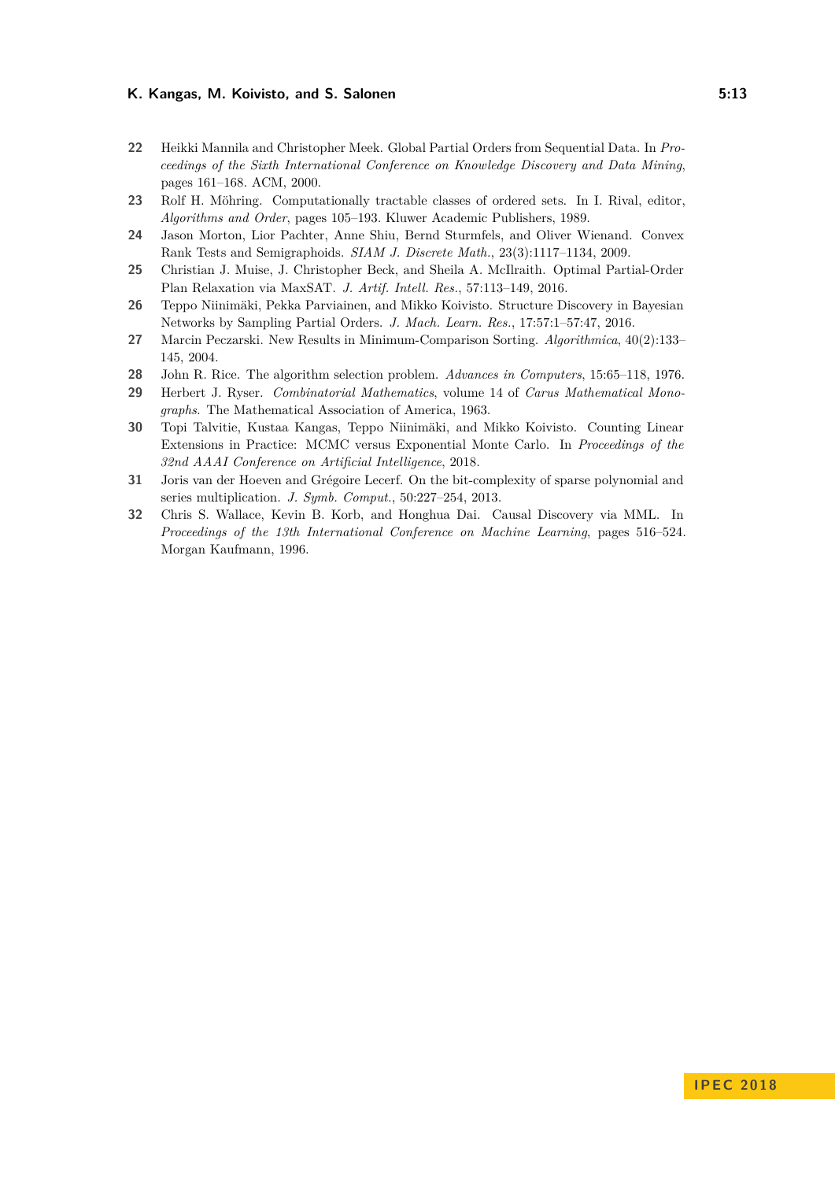22 Heikki Mannila and Christopher Meek. Global Partial Orders from Sequential Data. In *Proceedings of the Sixth International Conference on Knowledge Discovery and Data Mining*, pages 161–168. ACM, 2000.

23 Rolf H. Möhring. Computationally tractable classes of ordered sets. In I. Rival, editor, *Algorithms and Order*, pages 105–193. Kluwer Academic Publishers, 1989.

24 Jason Morton, Lior Pachter, Anne Shiu, Bernd Sturmfels, and Oliver Wienand. Convex Rank Tests and Semigraphoids. *SIAM J. Discrete Math.*, 23(3):1117–1134, 2009.

25 Christian J. Muise, J. Christopher Beck, and Sheila A. McIlraith. Optimal Partial-Order Plan Relaxation via MaxSAT. *J. Artif. Intell. Res.*, 57:113–149, 2016.

26 Teppo Niinimäki, Pekka Parviainen, and Mikko Koivisto. Structure Discovery in Bayesian Networks by Sampling Partial Orders. *J. Mach. Learn. Res.*, 17:57:1–57:47, 2016.

27 Marcin Peczarski. New Results in Minimum-Comparison Sorting. *Algorithmica*, 40(2):133–145, 2004.

28 John R. Rice. The algorithm selection problem. *Advances in Computers*, 15:65–118, 1976.

29 Herbert J. Ryser. *Combinatorial Mathematics*, volume 14 of *Carus Mathematical Monographs*. The Mathematical Association of America, 1963.

30 Topi Talvitie, Kustaa Kangas, Teppo Niinimäki, and Mikko Koivisto. Counting Linear Extensions in Practice: MCMC versus Exponential Monte Carlo. In *Proceedings of the 32nd AAAI Conference on Artificial Intelligence*, 2018.

31 Joris van der Hoeven and Grégoire Lecerf. On the bit-complexity of sparse polynomial and series multiplication. *J. Symb. Comput.*, 50:227–254, 2013.

32 Chris S. Wallace, Kevin B. Korb, and Honghua Dai. Causal Discovery via MML. In *Proceedings of the 13th International Conference on Machine Learning*, pages 516–524. Morgan Kaufmann, 1996.